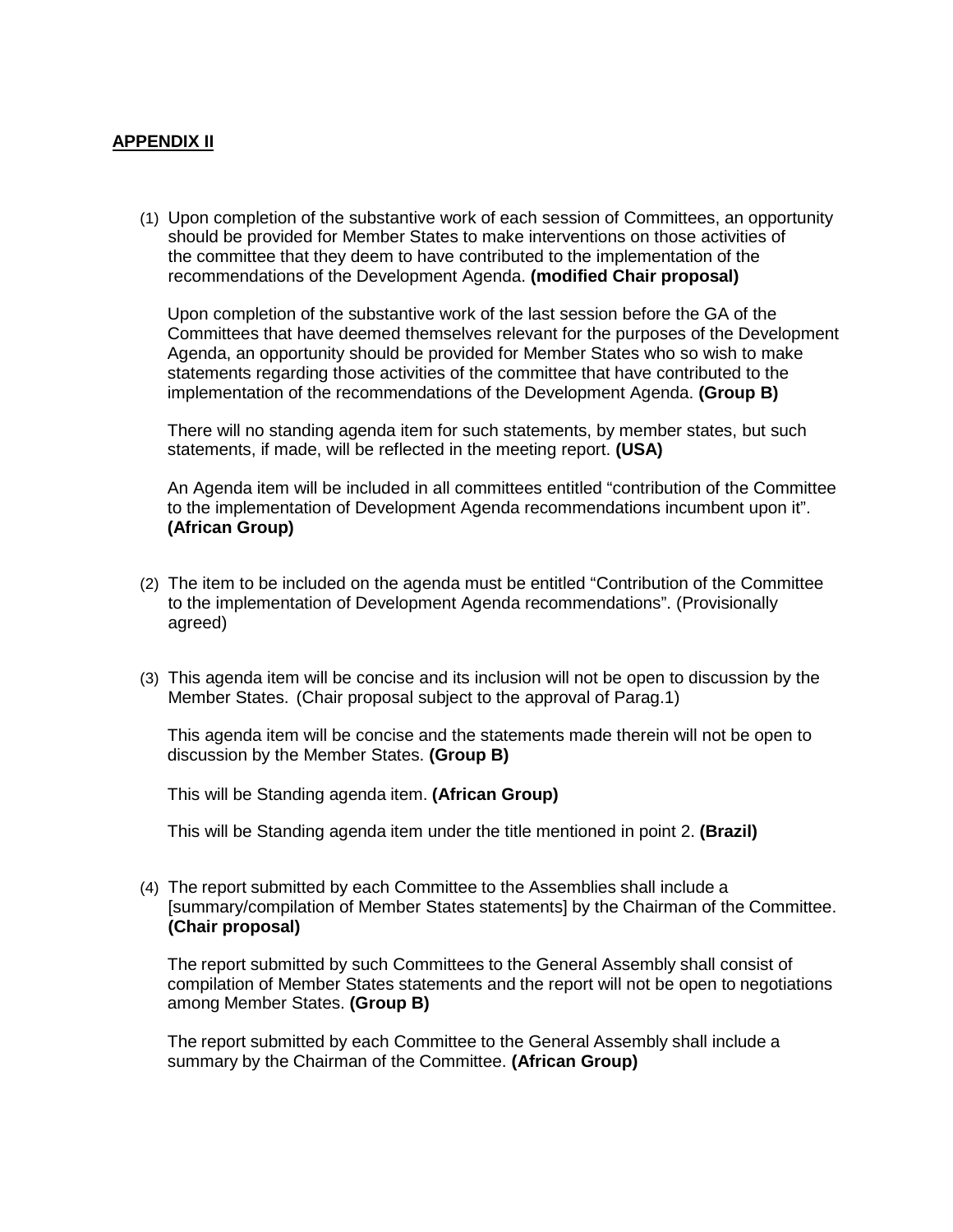**APPENDIX II**

(1) Upon completion of the substantive work of each session of Committees, an opportunity should be provided for Member States to make interventions on those activities of the committee that they deem to have contributed to the implementation of the recommendations of the Development Agenda. **(modified Chair proposal)**

Upon completion of the substantive work of the last session before the GA of the Committees that have deemed themselves relevant for the purposes of the Development Agenda, an opportunity should be provided for Member States who so wish to make statements regarding those activities of the committee that have contributed to the implementation of the recommendations of the Development Agenda. **(Group B)**

There will no standing agenda item for such statements, by member states, but such statements, if made, will be reflected in the meeting report. **(USA)**

An Agenda item will be included in all committees entitled “contribution of the Committee to the implementation of Development Agenda recommendations incumbent upon it”. **(African Group)**

(2) The item to be included on the agenda must be entitled “Contribution of the Committee to the implementation of Development Agenda recommendations”. (Provisionally agreed)

(3) This agenda item will be concise and its inclusion will not be open to discussion by the Member States. (Chair proposal subject to the approval of Parag.1)

This agenda item will be concise and the statements made therein will not be open to discussion by the Member States. **(Group B)**

This will be Standing agenda item. **(African Group)**

This will be Standing agenda item under the title mentioned in point 2. **(Brazil)**

(4) The report submitted by each Committee to the Assemblies shall include a [summary/compilation of Member States statements] by the Chairman of the Committee. **(Chair proposal)**

The report submitted by such Committees to the General Assembly shall consist of compilation of Member States statements and the report will not be open to negotiations among Member States. **(Group B)**

The report submitted by each Committee to the General Assembly shall include a summary by the Chairman of the Committee. **(African Group)**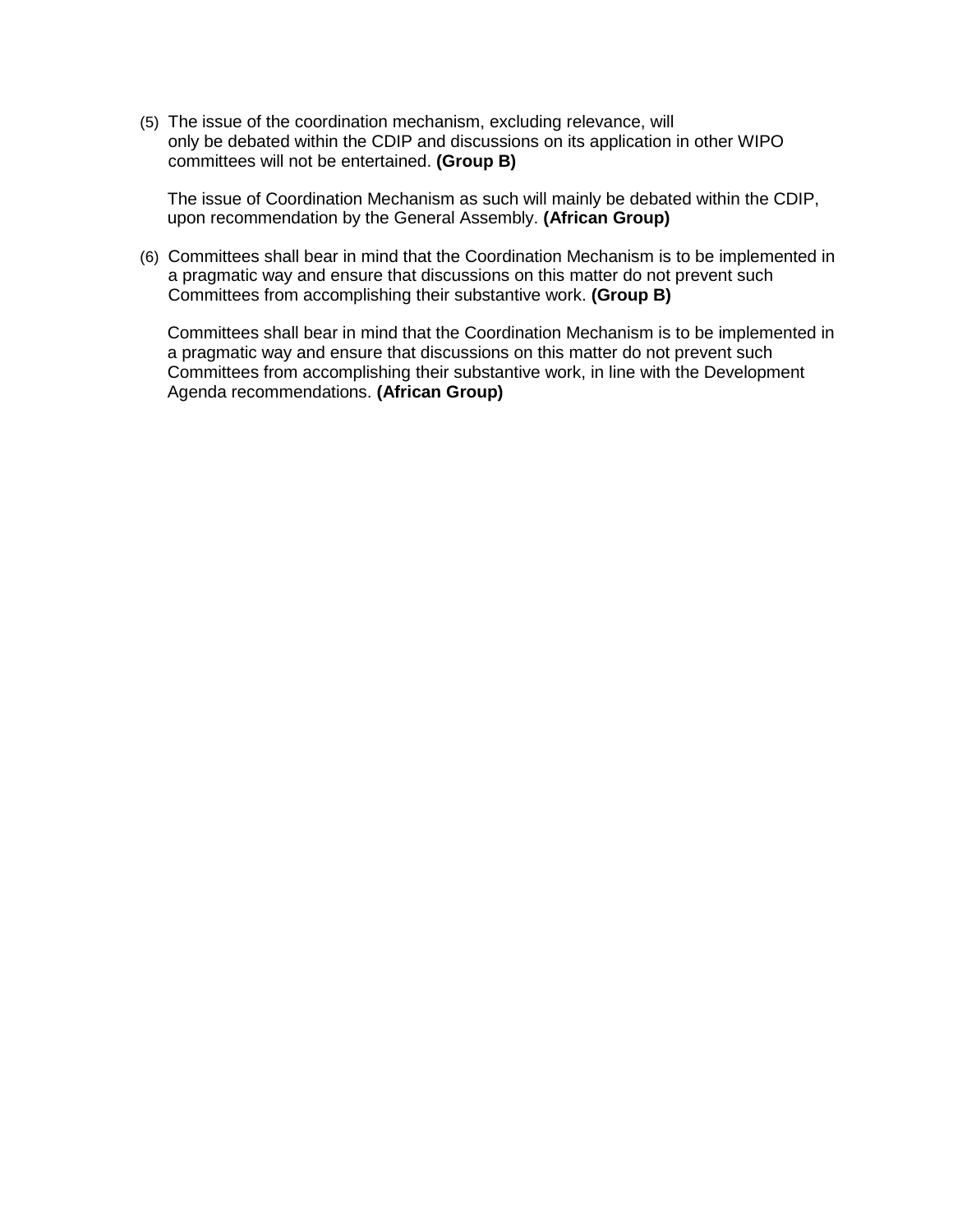(5) The issue of the coordination mechanism, excluding relevance, will only be debated within the CDIP and discussions on its application in other WIPO committees will not be entertained. **(Group B)**

The issue of Coordination Mechanism as such will mainly be debated within the CDIP, upon recommendation by the General Assembly. **(African Group)**

(6) Committees shall bear in mind that the Coordination Mechanism is to be implemented in a pragmatic way and ensure that discussions on this matter do not prevent such Committees from accomplishing their substantive work. **(Group B)**

Committees shall bear in mind that the Coordination Mechanism is to be implemented in a pragmatic way and ensure that discussions on this matter do not prevent such Committees from accomplishing their substantive work, in line with the Development Agenda recommendations. **(African Group)**